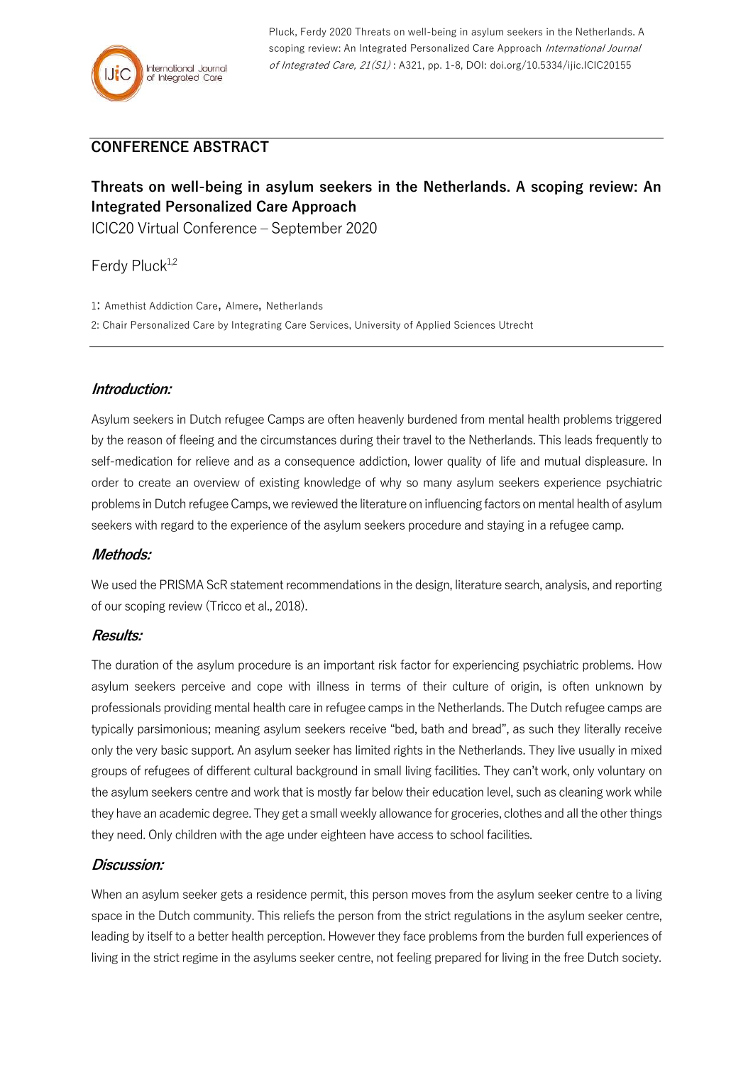Pluck, Ferdy 2020 Threats on well-being in asylum seekers in the Netherlands. A scoping review: An Integrated Personalized Care Approach *International Journal of Integrated Care, 21(S1)* : A321, pp. 1-8, DOI: doi.org/10.5334/ijic.ICIC20155

## CONFERENCE ABSTRACT

# Threats on well-being in asylum seekers in the Netherlands. A scoping review: An Integrated Personalized Care Approach

ICIC20 Virtual Conference – September 2020

Ferdy Pluck[1,2]

1: Amethist Addiction Care, Almere, Netherlands

2: Chair Personalized Care by Integrating Care Services, University of Applied Sciences Utrecht

### *Introduction:*

Asylum seekers in Dutch refugee Camps are often heavenly burdened from mental health problems triggered by the reason of fleeing and the circumstances during their travel to the Netherlands. This leads frequently to self-medication for relieve and as a consequence addiction, lower quality of life and mutual displeasure. In order to create an overview of existing knowledge of why so many asylum seekers experience psychiatric problems in Dutch refugee Camps, we reviewed the literature on influencing factors on mental health of asylum seekers with regard to the experience of the asylum seekers procedure and staying in a refugee camp.

### *Methods:*

We used the PRISMA ScR statement recommendations in the design, literature search, analysis, and reporting of our scoping review (Tricco et al., 2018).

### *Results:*

The duration of the asylum procedure is an important risk factor for experiencing psychiatric problems. How asylum seekers perceive and cope with illness in terms of their culture of origin, is often unknown by professionals providing mental health care in refugee camps in the Netherlands. The Dutch refugee camps are typically parsimonious; meaning asylum seekers receive "bed, bath and bread", as such they literally receive only the very basic support. An asylum seeker has limited rights in the Netherlands. They live usually in mixed groups of refugees of different cultural background in small living facilities. They can't work, only voluntary on the asylum seekers centre and work that is mostly far below their education level, such as cleaning work while they have an academic degree. They get a small weekly allowance for groceries, clothes and all the other things they need. Only children with the age under eighteen have access to school facilities.

### *Discussion:*

When an asylum seeker gets a residence permit, this person moves from the asylum seeker centre to a living space in the Dutch community. This reliefs the person from the strict regulations in the asylum seeker centre, leading by itself to a better health perception. However they face problems from the burden full experiences of living in the strict regime in the asylums seeker centre, not feeling prepared for living in the free Dutch society.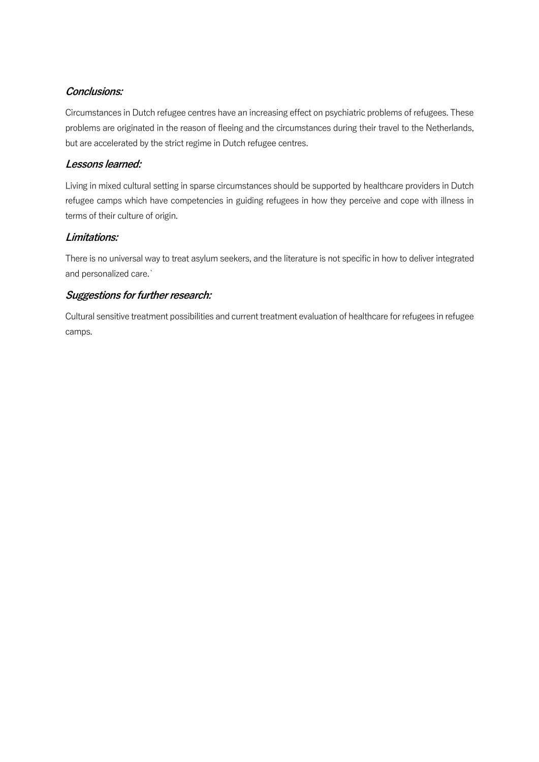### *Conclusions:*

Circumstances in Dutch refugee centres have an increasing effect on psychiatric problems of refugees. These problems are originated in the reason of fleeing and the circumstances during their travel to the Netherlands, but are accelerated by the strict regime in Dutch refugee centres.

### *Lessons learned:*

Living in mixed cultural setting in sparse circumstances should be supported by healthcare providers in Dutch refugee camps which have competencies in guiding refugees in how they perceive and cope with illness in terms of their culture of origin.

### *Limitations:*

There is no universal way to treat asylum seekers, and the literature is not specific in how to deliver integrated and personalized care.`

### *Suggestions for further research:*

Cultural sensitive treatment possibilities and current treatment evaluation of healthcare for refugees in refugee camps.